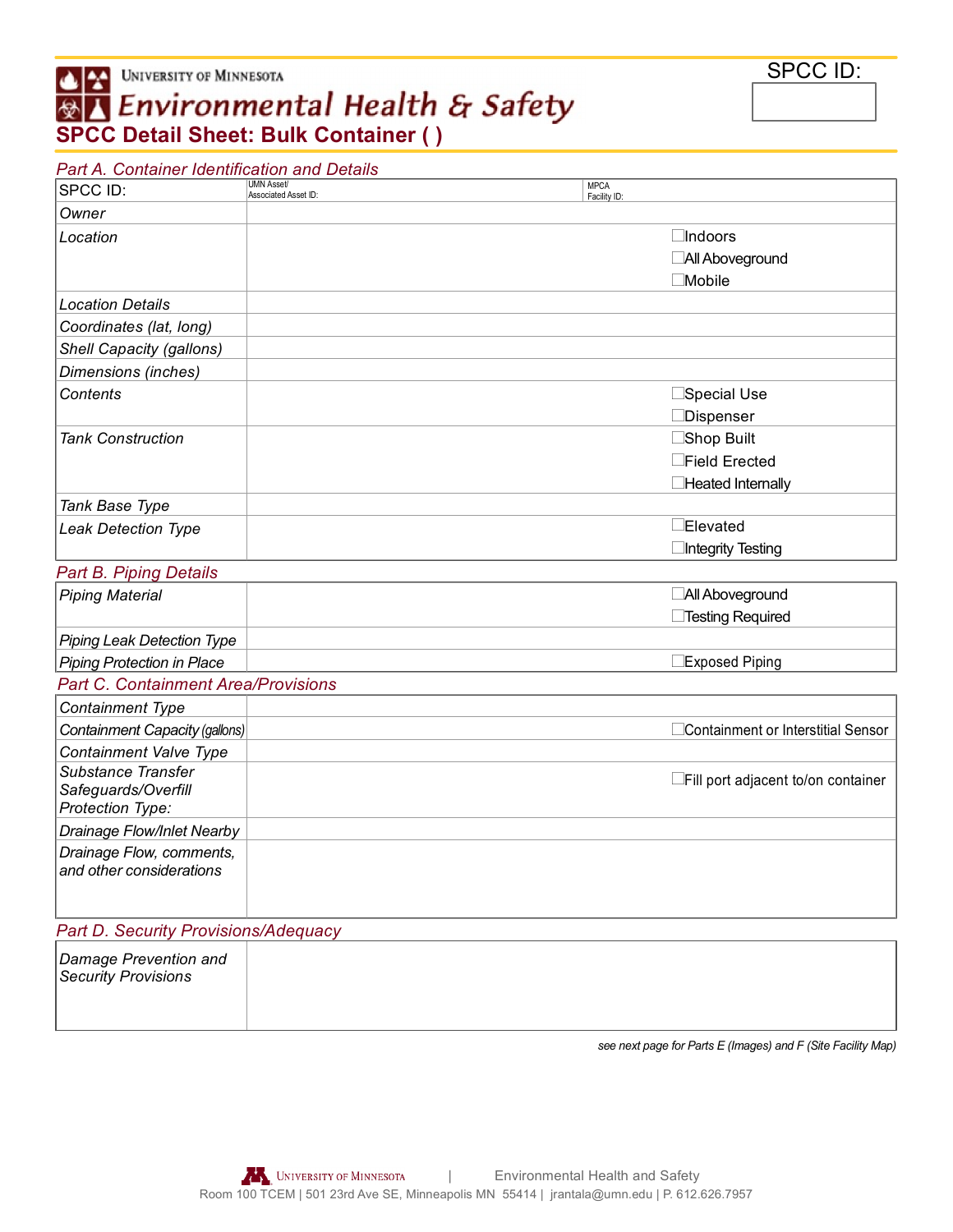University of Minnesota

# Environmental Health & Safety

## SPCC Detail Sheet: Bulk Container ( )

SPCC ID:

### Part A. Container Identification and Details

| SPCC ID: | UMN Asset/ Associated Asset ID: | MPCA Facility ID: |
|---|---|---|
| Owner | | |
| Location | | ☐Indoors ☐All Aboveground ☐Mobile |
| Location Details | | |
| Coordinates (lat, long) | | |
| Shell Capacity (gallons) | | |
| Dimensions (inches) | | |
| Contents | | ☐Special Use ☐Dispenser |
| Tank Construction | | ☐Shop Built ☐Field Erected ☐Heated Internally |
| Tank Base Type | | |
| Leak Detection Type | | ☐Elevated ☐Integrity Testing |

### Part B. Piping Details

| Piping Material | | ☐All Aboveground ☐Testing Required |
|---|---|---|
| Piping Leak Detection Type | | |
| Piping Protection in Place | | ☐Exposed Piping |

### Part C. Containment Area/Provisions

| Containment Type | | |
|---|---|---|
| Containment Capacity (gallons) | | ☐Containment or Interstitial Sensor |
| Containment Valve Type | | |
| Substance Transfer Safeguards/Overfill Protection Type: | | ☐Fill port adjacent to/on container |
| Drainage Flow/Inlet Nearby | | |
| Drainage Flow, comments, and other considerations | | |

### Part D. Security Provisions/Adequacy

| Damage Prevention and Security Provisions | |
|---|---|

*see next page for Parts E (Images) and F (Site Facility Map)*

University of Minnesota | Environmental Health and Safety
Room 100 TCEM | 501 23rd Ave SE, Minneapolis MN 55414 | jrantala@umn.edu | P. 612.626.7957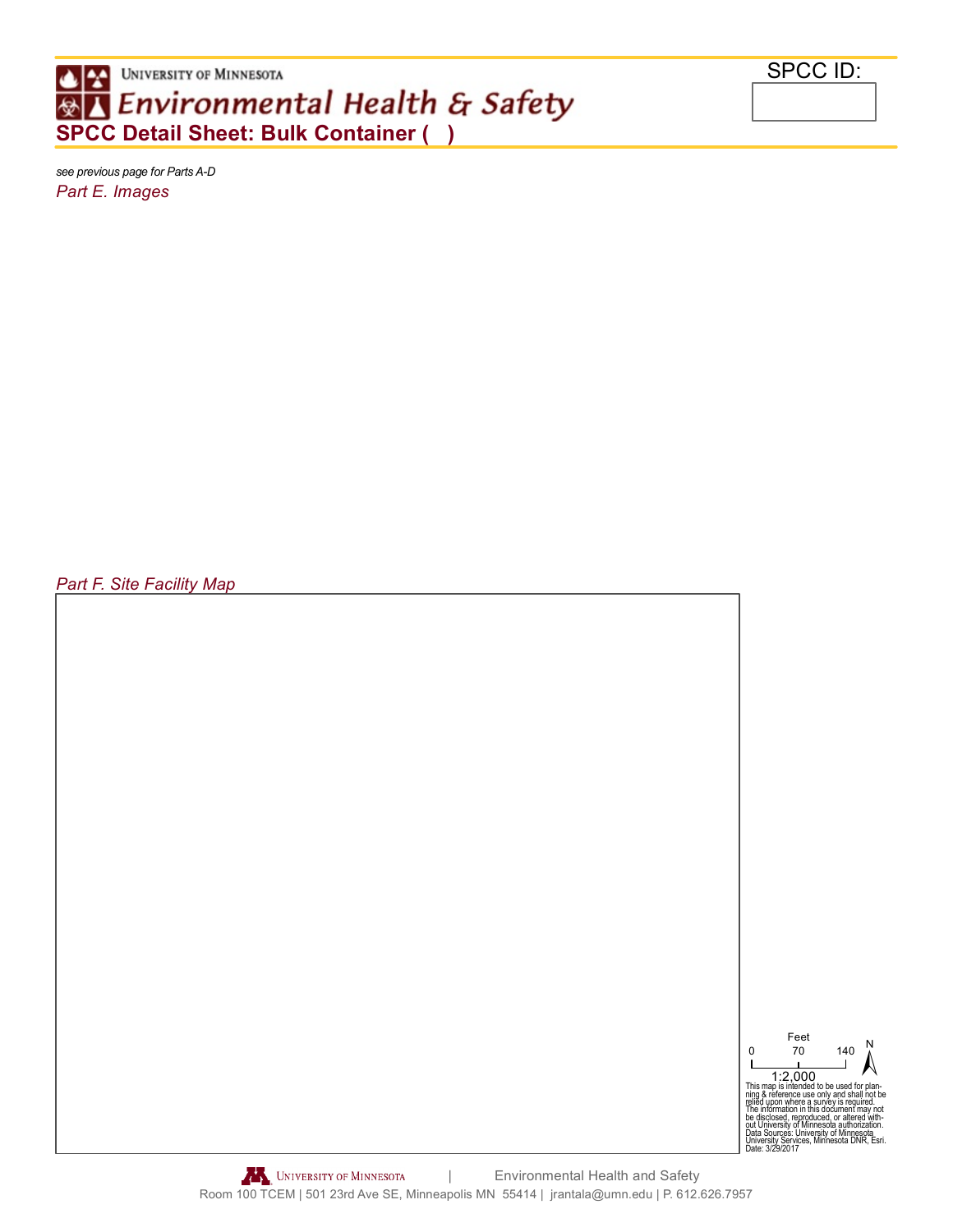University of Minnesota

# Environmental Health & Safety

## SPCC Detail Sheet: Bulk Container ( )

SPCC ID:

*see previous page for Parts A-D*

*Part E. Images*

*Part F. Site Facility Map*

Feet

0 70 140

N

1:2,000

This map is intended to be used for planning & reference use only and shall not be relied upon where a survey is required. The information in this document may not be disclosed, reproduced, or altered without University of Minnesota authorization. Data Sources: University of Minnesota, University Services, Minnesota DNR, Esri. Date: 3/29/2017